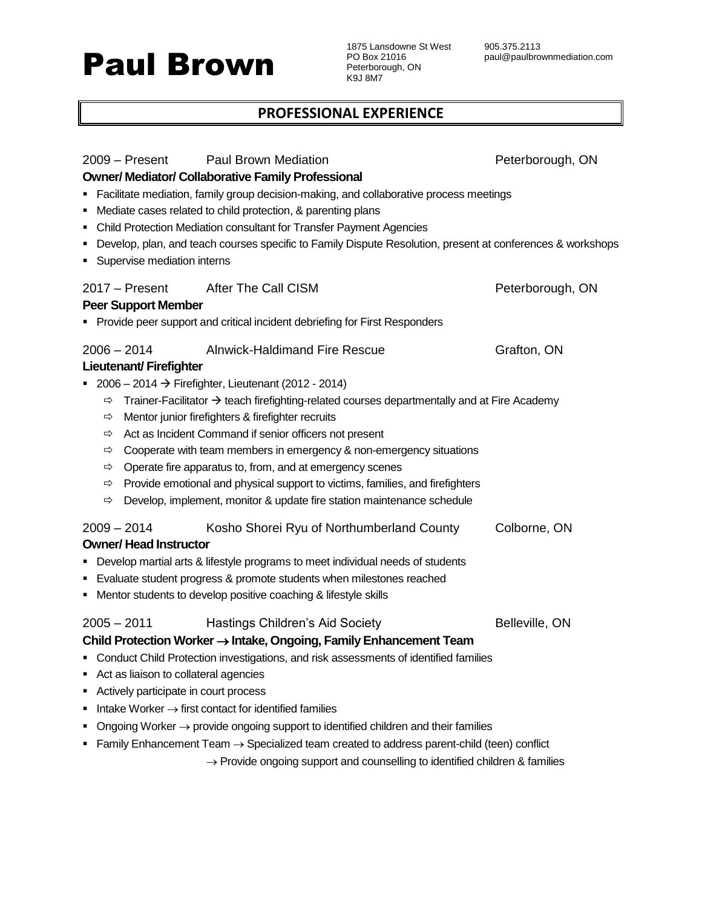# Paul Brown

1875 Lansdowne St West
PO Box 21016
Peterborough, ON
K9J 8M7

905.375.2113
paul@paulbrownmediation.com

## PROFESSIONAL EXPERIENCE

2009 – Present Paul Brown Mediation Peterborough, ON

**Owner/ Mediator/ Collaborative Family Professional**

- Facilitate mediation, family group decision-making, and collaborative process meetings
- Mediate cases related to child protection, & parenting plans
- Child Protection Mediation consultant for Transfer Payment Agencies
- Develop, plan, and teach courses specific to Family Dispute Resolution, present at conferences & workshops
- Supervise mediation interns

2017 – Present After The Call CISM Peterborough, ON

**Peer Support Member**

- Provide peer support and critical incident debriefing for First Responders

2006 – 2014 Alnwick-Haldimand Fire Rescue Grafton, ON

**Lieutenant/ Firefighter**

- 2006 – 2014 → Firefighter, Lieutenant (2012 - 2014)
  - ⇨ Trainer-Facilitator → teach firefighting-related courses departmentally and at Fire Academy
  - ⇨ Mentor junior firefighters & firefighter recruits
  - ⇨ Act as Incident Command if senior officers not present
  - ⇨ Cooperate with team members in emergency & non-emergency situations
  - ⇨ Operate fire apparatus to, from, and at emergency scenes
  - ⇨ Provide emotional and physical support to victims, families, and firefighters
  - ⇨ Develop, implement, monitor & update fire station maintenance schedule

2009 – 2014 Kosho Shorei Ryu of Northumberland County Colborne, ON

**Owner/ Head Instructor**

- Develop martial arts & lifestyle programs to meet individual needs of students
- Evaluate student progress & promote students when milestones reached
- Mentor students to develop positive coaching & lifestyle skills

2005 – 2011 Hastings Children's Aid Society Belleville, ON

**Child Protection Worker → Intake, Ongoing, Family Enhancement Team**

- Conduct Child Protection investigations, and risk assessments of identified families
- Act as liaison to collateral agencies
- Actively participate in court process
- Intake Worker → first contact for identified families
- Ongoing Worker → provide ongoing support to identified children and their families
- Family Enhancement Team → Specialized team created to address parent-child (teen) conflict
  → Provide ongoing support and counselling to identified children & families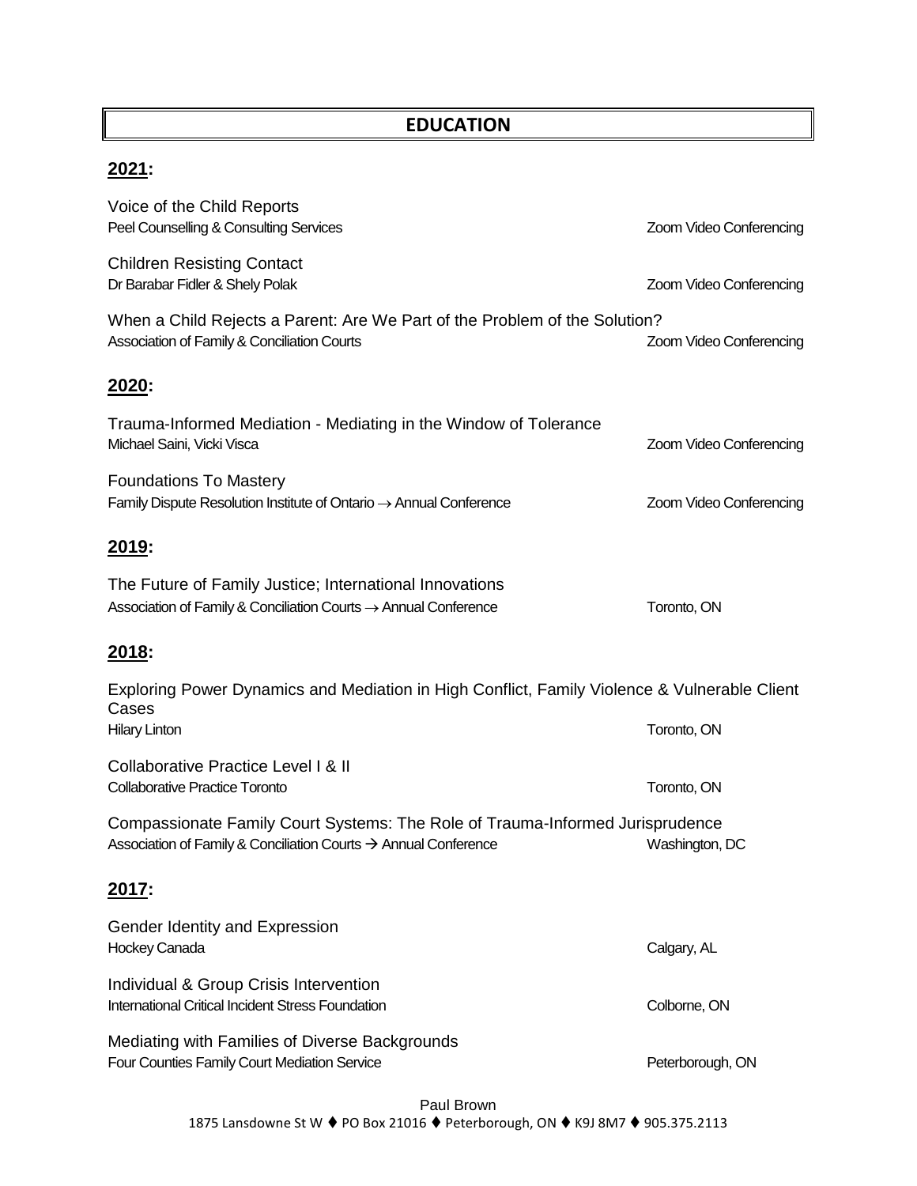## EDUCATION

### 2021:

Voice of the Child Reports
Peel Counselling & Consulting Services — Zoom Video Conferencing

Children Resisting Contact
Dr Barabar Fidler & Shely Polak — Zoom Video Conferencing

When a Child Rejects a Parent: Are We Part of the Problem of the Solution?
Association of Family & Conciliation Courts — Zoom Video Conferencing

### 2020:

Trauma-Informed Mediation - Mediating in the Window of Tolerance
Michael Saini, Vicki Visca — Zoom Video Conferencing

Foundations To Mastery
Family Dispute Resolution Institute of Ontario → Annual Conference — Zoom Video Conferencing

### 2019:

The Future of Family Justice; International Innovations
Association of Family & Conciliation Courts → Annual Conference — Toronto, ON

### 2018:

Exploring Power Dynamics and Mediation in High Conflict, Family Violence & Vulnerable Client Cases
Hilary Linton — Toronto, ON

Collaborative Practice Level I & II
Collaborative Practice Toronto — Toronto, ON

Compassionate Family Court Systems: The Role of Trauma-Informed Jurisprudence
Association of Family & Conciliation Courts → Annual Conference — Washington, DC

### 2017:

Gender Identity and Expression
Hockey Canada — Calgary, AL

Individual & Group Crisis Intervention
International Critical Incident Stress Foundation — Colborne, ON

Mediating with Families of Diverse Backgrounds
Four Counties Family Court Mediation Service — Peterborough, ON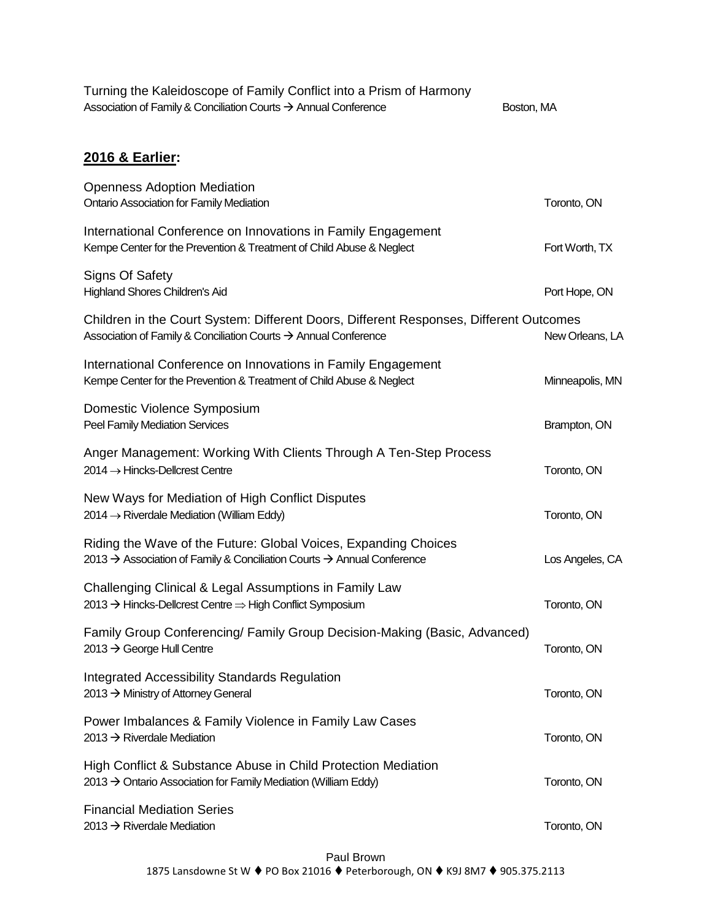Turning the Kaleidoscope of Family Conflict into a Prism of Harmony
Association of Family & Conciliation Courts → Annual Conference — Boston, MA

## **2016 & Earlier:**

Openness Adoption Mediation
Ontario Association for Family Mediation — Toronto, ON

International Conference on Innovations in Family Engagement
Kempe Center for the Prevention & Treatment of Child Abuse & Neglect — Fort Worth, TX

Signs Of Safety
Highland Shores Children's Aid — Port Hope, ON

Children in the Court System: Different Doors, Different Responses, Different Outcomes
Association of Family & Conciliation Courts → Annual Conference — New Orleans, LA

International Conference on Innovations in Family Engagement
Kempe Center for the Prevention & Treatment of Child Abuse & Neglect — Minneapolis, MN

Domestic Violence Symposium
Peel Family Mediation Services — Brampton, ON

Anger Management: Working With Clients Through A Ten-Step Process
2014 → Hincks-Dellcrest Centre — Toronto, ON

New Ways for Mediation of High Conflict Disputes
2014 → Riverdale Mediation (William Eddy) — Toronto, ON

Riding the Wave of the Future: Global Voices, Expanding Choices
2013 → Association of Family & Conciliation Courts → Annual Conference — Los Angeles, CA

Challenging Clinical & Legal Assumptions in Family Law
2013 → Hincks-Dellcrest Centre ⇒ High Conflict Symposium — Toronto, ON

Family Group Conferencing/ Family Group Decision-Making (Basic, Advanced)
2013 → George Hull Centre — Toronto, ON

Integrated Accessibility Standards Regulation
2013 → Ministry of Attorney General — Toronto, ON

Power Imbalances & Family Violence in Family Law Cases
2013 → Riverdale Mediation — Toronto, ON

High Conflict & Substance Abuse in Child Protection Mediation
2013 → Ontario Association for Family Mediation (William Eddy) — Toronto, ON

Financial Mediation Series
2013 → Riverdale Mediation — Toronto, ON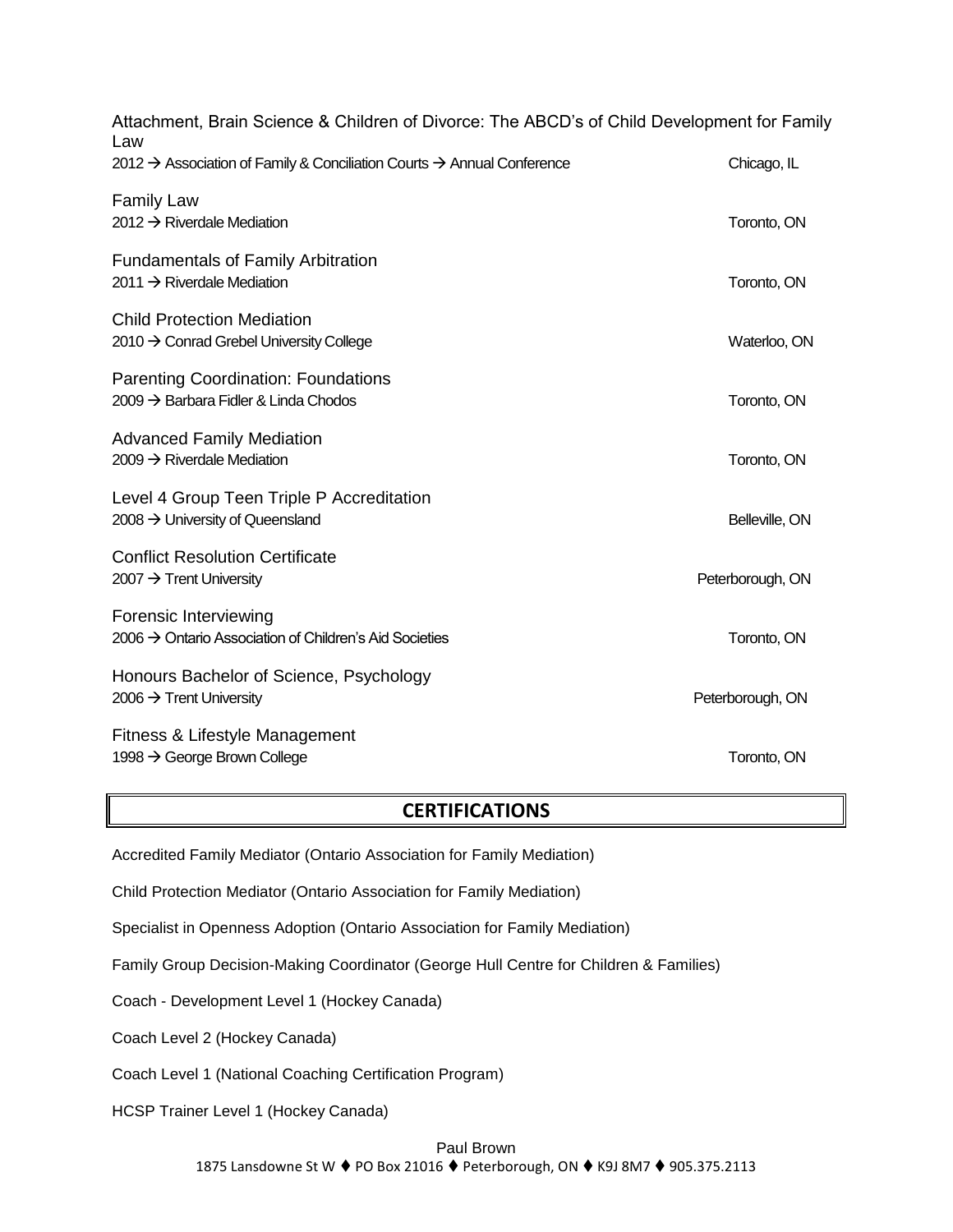Attachment, Brain Science & Children of Divorce: The ABCD's of Child Development for Family Law
2012 → Association of Family & Conciliation Courts → Annual Conference — Chicago, IL

Family Law
2012 → Riverdale Mediation — Toronto, ON

Fundamentals of Family Arbitration
2011 → Riverdale Mediation — Toronto, ON

Child Protection Mediation
2010 → Conrad Grebel University College — Waterloo, ON

Parenting Coordination: Foundations
2009 → Barbara Fidler & Linda Chodos — Toronto, ON

Advanced Family Mediation
2009 → Riverdale Mediation — Toronto, ON

Level 4 Group Teen Triple P Accreditation
2008 → University of Queensland — Belleville, ON

Conflict Resolution Certificate
2007 → Trent University — Peterborough, ON

Forensic Interviewing
2006 → Ontario Association of Children's Aid Societies — Toronto, ON

Honours Bachelor of Science, Psychology
2006 → Trent University — Peterborough, ON

Fitness & Lifestyle Management
1998 → George Brown College — Toronto, ON

## CERTIFICATIONS

Accredited Family Mediator (Ontario Association for Family Mediation)

Child Protection Mediator (Ontario Association for Family Mediation)

Specialist in Openness Adoption (Ontario Association for Family Mediation)

Family Group Decision-Making Coordinator (George Hull Centre for Children & Families)

Coach - Development Level 1 (Hockey Canada)

Coach Level 2 (Hockey Canada)

Coach Level 1 (National Coaching Certification Program)

HCSP Trainer Level 1 (Hockey Canada)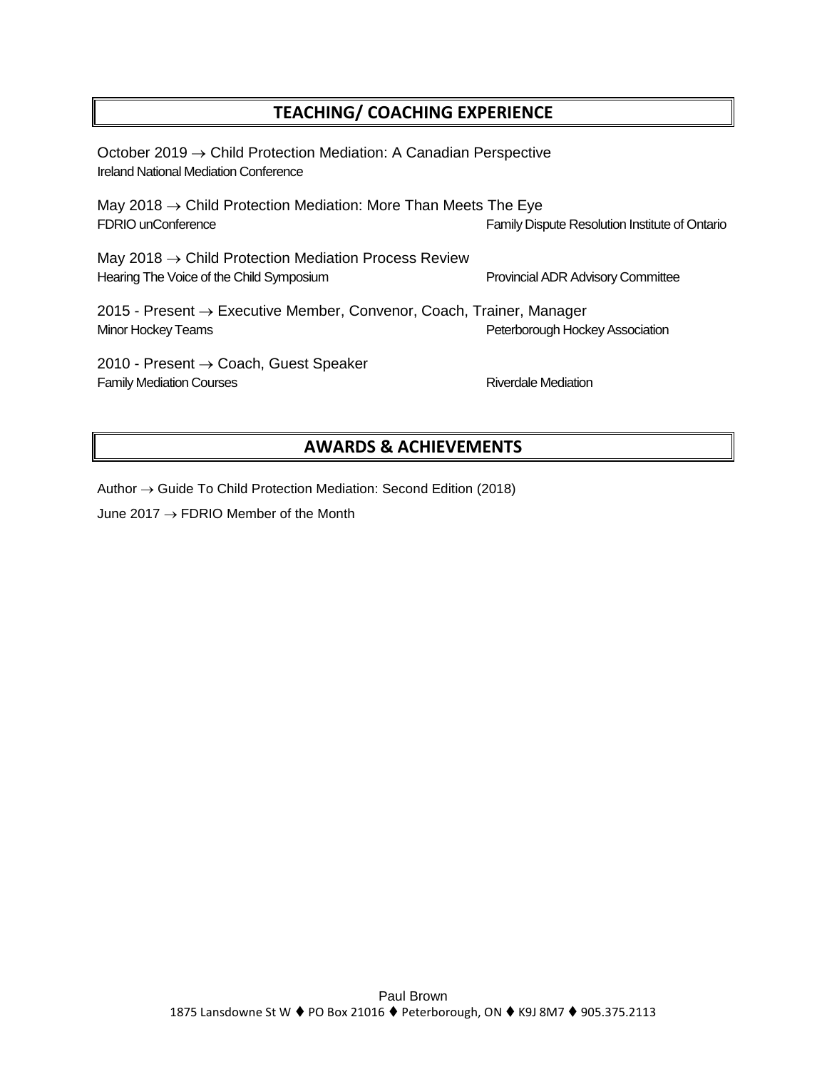## TEACHING/ COACHING EXPERIENCE

October 2019 → Child Protection Mediation: A Canadian Perspective
Ireland National Mediation Conference

May 2018 → Child Protection Mediation: More Than Meets The Eye
FDRIO unConference — Family Dispute Resolution Institute of Ontario

May 2018 → Child Protection Mediation Process Review
Hearing The Voice of the Child Symposium — Provincial ADR Advisory Committee

2015 - Present → Executive Member, Convenor, Coach, Trainer, Manager
Minor Hockey Teams — Peterborough Hockey Association

2010 - Present → Coach, Guest Speaker
Family Mediation Courses — Riverdale Mediation

## AWARDS & ACHIEVEMENTS

Author → Guide To Child Protection Mediation: Second Edition (2018)

June 2017 → FDRIO Member of the Month